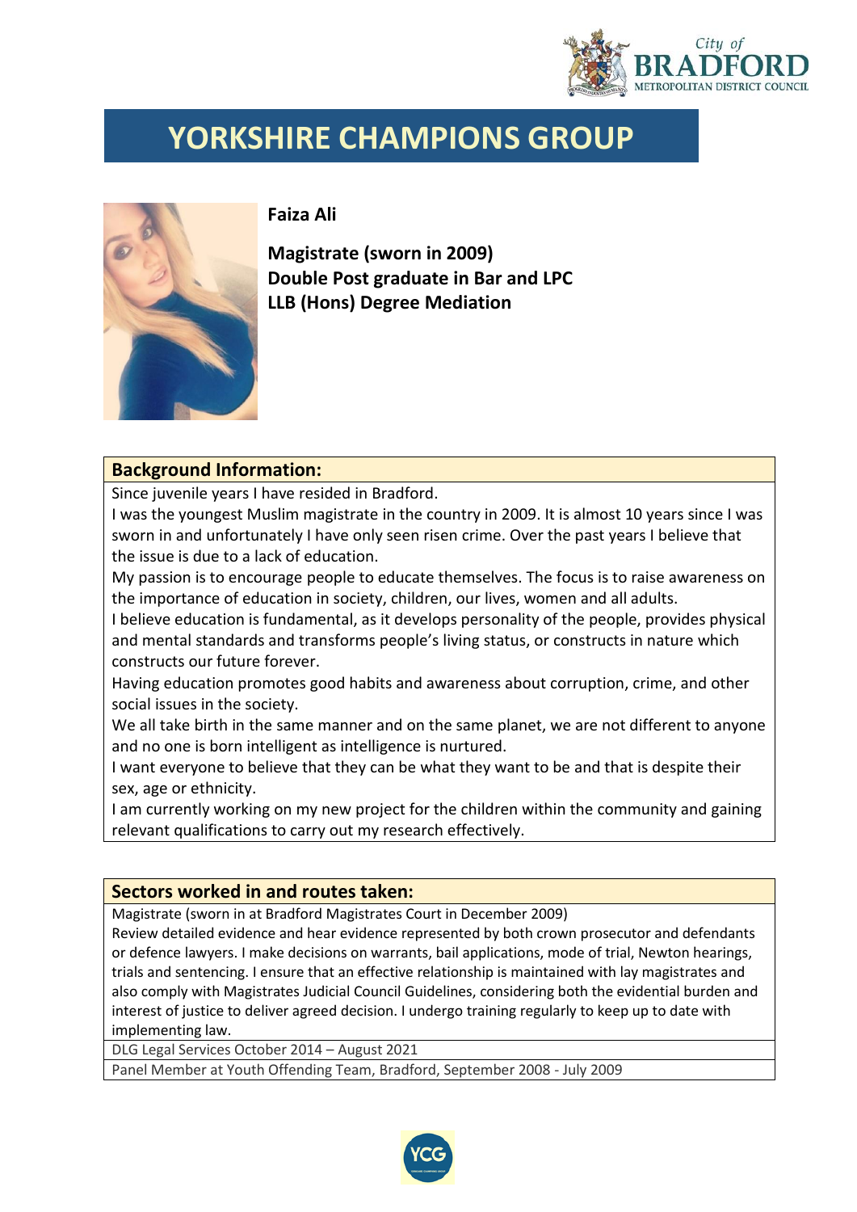# YORKSHIRE CHAMPIONS GROUP

**Faiza Ali**

**Magistrate (sworn in 2009)**
**Double Post graduate in Bar and LPC**
**LLB (Hons) Degree Mediation**

## Background Information:

Since juvenile years I have resided in Bradford.

I was the youngest Muslim magistrate in the country in 2009. It is almost 10 years since I was sworn in and unfortunately I have only seen risen crime. Over the past years I believe that the issue is due to a lack of education.

My passion is to encourage people to educate themselves. The focus is to raise awareness on the importance of education in society, children, our lives, women and all adults.

I believe education is fundamental, as it develops personality of the people, provides physical and mental standards and transforms people's living status, or constructs in nature which constructs our future forever.

Having education promotes good habits and awareness about corruption, crime, and other social issues in the society.

We all take birth in the same manner and on the same planet, we are not different to anyone and no one is born intelligent as intelligence is nurtured.

I want everyone to believe that they can be what they want to be and that is despite their sex, age or ethnicity.

I am currently working on my new project for the children within the community and gaining relevant qualifications to carry out my research effectively.

## Sectors worked in and routes taken:

Magistrate (sworn in at Bradford Magistrates Court in December 2009)

Review detailed evidence and hear evidence represented by both crown prosecutor and defendants or defence lawyers. I make decisions on warrants, bail applications, mode of trial, Newton hearings, trials and sentencing. I ensure that an effective relationship is maintained with lay magistrates and also comply with Magistrates Judicial Council Guidelines, considering both the evidential burden and interest of justice to deliver agreed decision. I undergo training regularly to keep up to date with implementing law.

DLG Legal Services October 2014 – August 2021

Panel Member at Youth Offending Team, Bradford, September 2008 - July 2009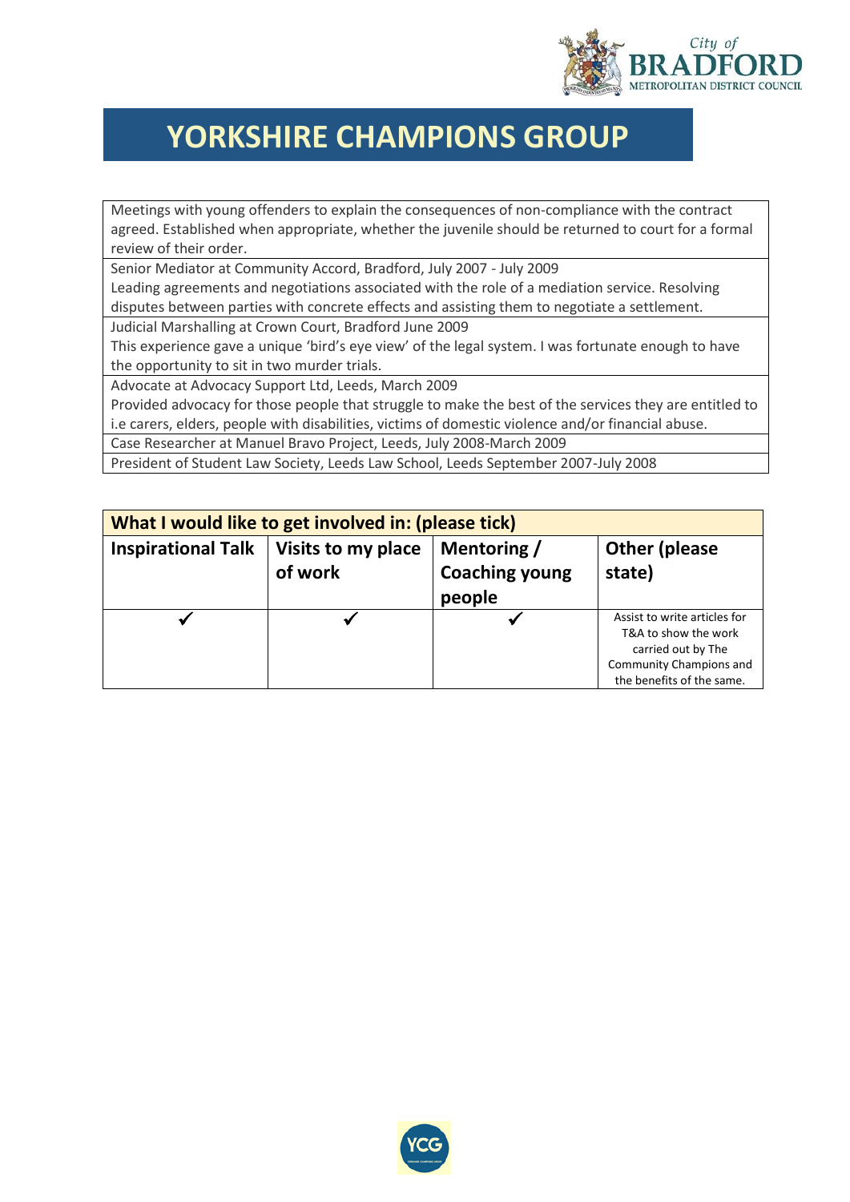# YORKSHIRE CHAMPIONS GROUP

| |
|---|
| Meetings with young offenders to explain the consequences of non-compliance with the contract agreed. Established when appropriate, whether the juvenile should be returned to court for a formal review of their order. |
| Senior Mediator at Community Accord, Bradford, July 2007 - July 2009<br>Leading agreements and negotiations associated with the role of a mediation service. Resolving disputes between parties with concrete effects and assisting them to negotiate a settlement. |
| Judicial Marshalling at Crown Court, Bradford June 2009<br>This experience gave a unique 'bird's eye view' of the legal system. I was fortunate enough to have the opportunity to sit in two murder trials. |
| Advocate at Advocacy Support Ltd, Leeds, March 2009<br>Provided advocacy for those people that struggle to make the best of the services they are entitled to i.e carers, elders, people with disabilities, victims of domestic violence and/or financial abuse. |
| Case Researcher at Manuel Bravo Project, Leeds, July 2008-March 2009 |
| President of Student Law Society, Leeds Law School, Leeds September 2007-July 2008 |

| **What I would like to get involved in: (please tick)** | | | |
|---|---|---|---|
| **Inspirational Talk** | **Visits to my place of work** | **Mentoring / Coaching young people** | **Other (please state)** |
| ✔ | ✔ | ✔ | Assist to write articles for T&A to show the work carried out by The Community Champions and the benefits of the same. |